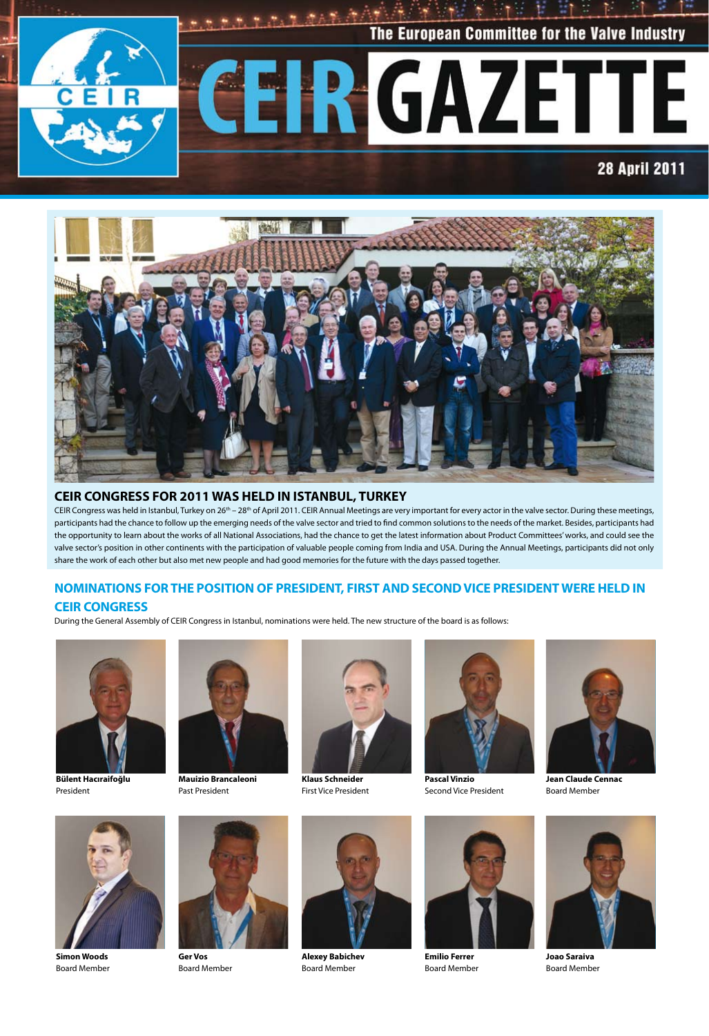The European Committee for the Valve Industry

# CEIR GAZETTE

28 April 2011

## CEIR CONGRESS FOR 2011 WAS HELD IN ISTANBUL, TURKEY

CEIR Congress was held in Istanbul, Turkey on 26th – 28th of April 2011. CEIR Annual Meetings are very important for every actor in the valve sector. During these meetings, participants had the chance to follow up the emerging needs of the valve sector and tried to find common solutions to the needs of the market. Besides, participants had the opportunity to learn about the works of all National Associations, had the chance to get the latest information about Product Committees' works, and could see the valve sector's position in other continents with the participation of valuable people coming from India and USA. During the Annual Meetings, participants did not only share the work of each other but also met new people and had good memories for the future with the days passed together.

## NOMINATIONS FOR THE POSITION OF PRESIDENT, FIRST AND SECOND VICE PRESIDENT WERE HELD IN CEIR CONGRESS

During the General Assembly of CEIR Congress in Istanbul, nominations were held. The new structure of the board is as follows:

**Bülent Hacıraifoğlu**
President

**Mauizio Brancaleoni**
Past President

**Klaus Schneider**
First Vice President

**Pascal Vinzio**
Second Vice President

**Jean Claude Cennac**
Board Member

**Simon Woods**
Board Member

**Ger Vos**
Board Member

**Alexey Babichev**
Board Member

**Emilio Ferrer**
Board Member

**Joao Saraiva**
Board Member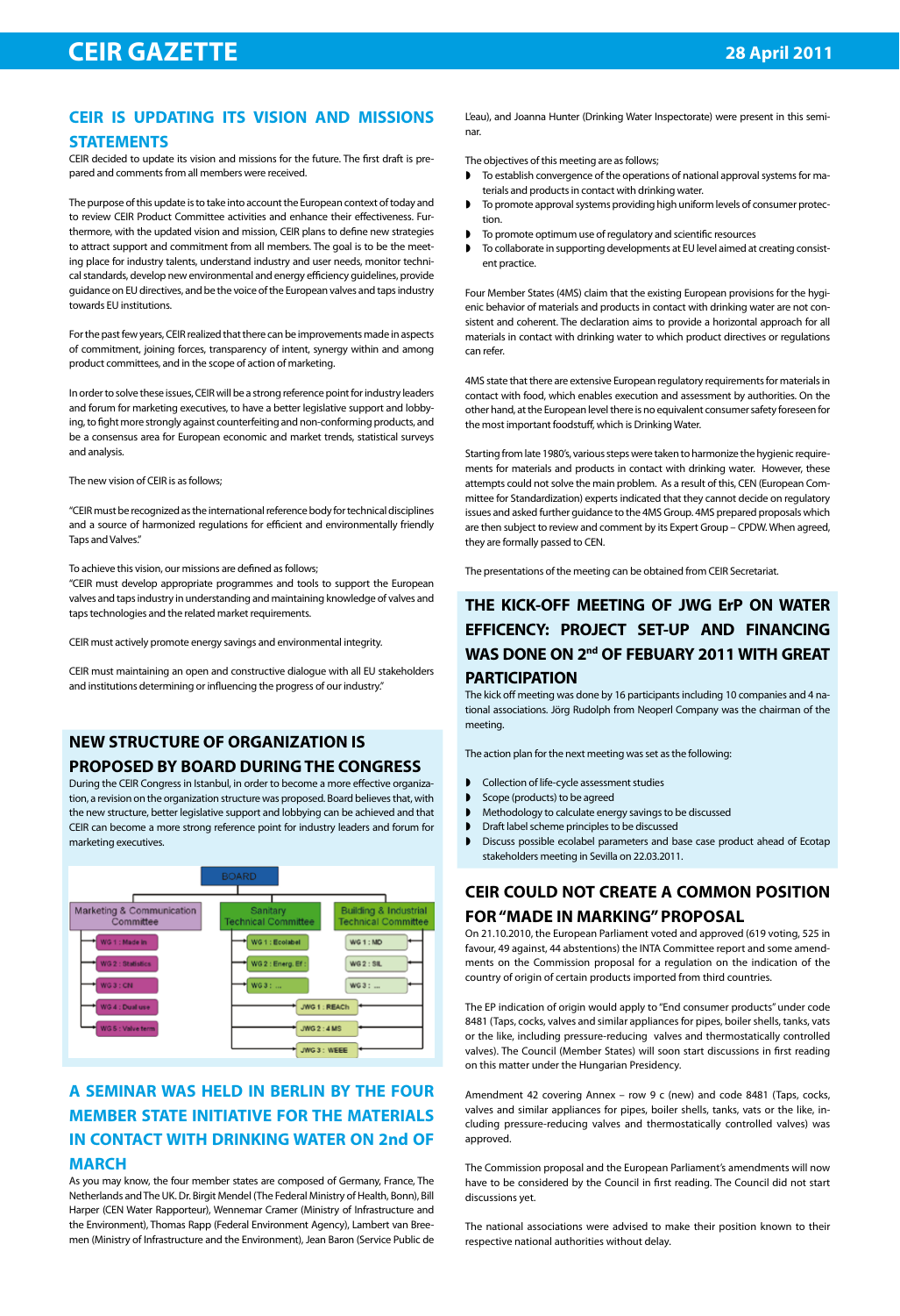## CEIR IS UPDATING ITS VISION AND MISSIONS STATEMENTS

CEIR decided to update its vision and missions for the future. The first draft is prepared and comments from all members were received.

The purpose of this update is to take into account the European context of today and to review CEIR Product Committee activities and enhance their effectiveness. Furthermore, with the updated vision and mission, CEIR plans to define new strategies to attract support and commitment from all members. The goal is to be the meeting place for industry talents, understand industry and user needs, monitor technical standards, develop new environmental and energy efficiency guidelines, provide guidance on EU directives, and be the voice of the European valves and taps industry towards EU institutions.

For the past few years, CEIR realized that there can be improvements made in aspects of commitment, joining forces, transparency of intent, synergy within and among product committees, and in the scope of action of marketing.

In order to solve these issues, CEIR will be a strong reference point for industry leaders and forum for marketing executives, to have a better legislative support and lobbying, to fight more strongly against counterfeiting and non-conforming products, and be a consensus area for European economic and market trends, statistical surveys and analysis.

The new vision of CEIR is as follows;

"CEIR must be recognized as the international reference body for technical disciplines and a source of harmonized regulations for efficient and environmentally friendly Taps and Valves."

To achieve this vision, our missions are defined as follows;
"CEIR must develop appropriate programmes and tools to support the European valves and taps industry in understanding and maintaining knowledge of valves and taps technologies and the related market requirements.

CEIR must actively promote energy savings and environmental integrity.

CEIR must maintaining an open and constructive dialogue with all EU stakeholders and institutions determining or influencing the progress of our industry."

## NEW STRUCTURE OF ORGANIZATION IS PROPOSED BY BOARD DURING THE CONGRESS

During the CEIR Congress in Istanbul, in order to become a more effective organization, a revision on the organization structure was proposed. Board believes that, with the new structure, better legislative support and lobbying can be achieved and that CEIR can become a more strong reference point for industry leaders and forum for marketing executives.

BOARD

- Marketing & Communication Committee
  - WG 1 : Made in
  - WG 2 : Statistics
  - WG 3 : CN
  - WG 4 : Dual use
  - WG 5 : Valve term
- Sanitary Technical Committee
  - WG 1 : Ecolabel
  - WG 2 : Energ. Ef :
  - WG 3 : ...
- Building & Industrial Technical Committee
  - WG 1 : MD
  - WG 2 : SIL
  - WG 3 : ...
- JWG 1 : REACh
- JWG 2 : 4 MS
- JWG 3 : WEEE

## A SEMINAR WAS HELD IN BERLIN BY THE FOUR MEMBER STATE INITIATIVE FOR THE MATERIALS IN CONTACT WITH DRINKING WATER ON 2nd OF MARCH

As you may know, the four member states are composed of Germany, France, The Netherlands and The UK. Dr. Birgit Mendel (The Federal Ministry of Health, Bonn), Bill Harper (CEN Water Rapporteur), Wennemar Cramer (Ministry of Infrastructure and the Environment), Thomas Rapp (Federal Environment Agency), Lambert van Breemen (Ministry of Infrastructure and the Environment), Jean Baron (Service Public de L'eau), and Joanna Hunter (Drinking Water Inspectorate) were present in this seminar.

The objectives of this meeting are as follows;

- To establish convergence of the operations of national approval systems for materials and products in contact with drinking water.
- To promote approval systems providing high uniform levels of consumer protection.
- To promote optimum use of regulatory and scientific resources
- To collaborate in supporting developments at EU level aimed at creating consistent practice.

Four Member States (4MS) claim that the existing European provisions for the hygienic behavior of materials and products in contact with drinking water are not consistent and coherent. The declaration aims to provide a horizontal approach for all materials in contact with drinking water to which product directives or regulations can refer.

4MS state that there are extensive European regulatory requirements for materials in contact with food, which enables execution and assessment by authorities. On the other hand, at the European level there is no equivalent consumer safety foreseen for the most important foodstuff, which is Drinking Water.

Starting from late 1980's, various steps were taken to harmonize the hygienic requirements for materials and products in contact with drinking water. However, these attempts could not solve the main problem. As a result of this, CEN (European Committee for Standardization) experts indicated that they cannot decide on regulatory issues and asked further guidance to the 4MS Group. 4MS prepared proposals which are then subject to review and comment by its Expert Group – CPDW. When agreed, they are formally passed to CEN.

The presentations of the meeting can be obtained from CEIR Secretariat.

## THE KICK-OFF MEETING OF JWG ErP ON WATER EFFICENCY: PROJECT SET-UP AND FINANCING WAS DONE ON 2nd OF FEBUARY 2011 WITH GREAT PARTICIPATION

The kick off meeting was done by 16 participants including 10 companies and 4 national associations. Jörg Rudolph from Neoperl Company was the chairman of the meeting.

The action plan for the next meeting was set as the following:

- Collection of life-cycle assessment studies
- Scope (products) to be agreed
- Methodology to calculate energy savings to be discussed
- Draft label scheme principles to be discussed
- Discuss possible ecolabel parameters and base case product ahead of Ecotap stakeholders meeting in Sevilla on 22.03.2011.

## CEIR COULD NOT CREATE A COMMON POSITION FOR "MADE IN MARKING" PROPOSAL

On 21.10.2010, the European Parliament voted and approved (619 voting, 525 in favour, 49 against, 44 abstentions) the INTA Committee report and some amendments on the Commission proposal for a regulation on the indication of the country of origin of certain products imported from third countries.

The EP indication of origin would apply to "End consumer products" under code 8481 (Taps, cocks, valves and similar appliances for pipes, boiler shells, tanks, vats or the like, including pressure-reducing valves and thermostatically controlled valves). The Council (Member States) will soon start discussions in first reading on this matter under the Hungarian Presidency.

Amendment 42 covering Annex – row 9 c (new) and code 8481 (Taps, cocks, valves and similar appliances for pipes, boiler shells, tanks, vats or the like, including pressure-reducing valves and thermostatically controlled valves) was approved.

The Commission proposal and the European Parliament's amendments will now have to be considered by the Council in first reading. The Council did not start discussions yet.

The national associations were advised to make their position known to their respective national authorities without delay.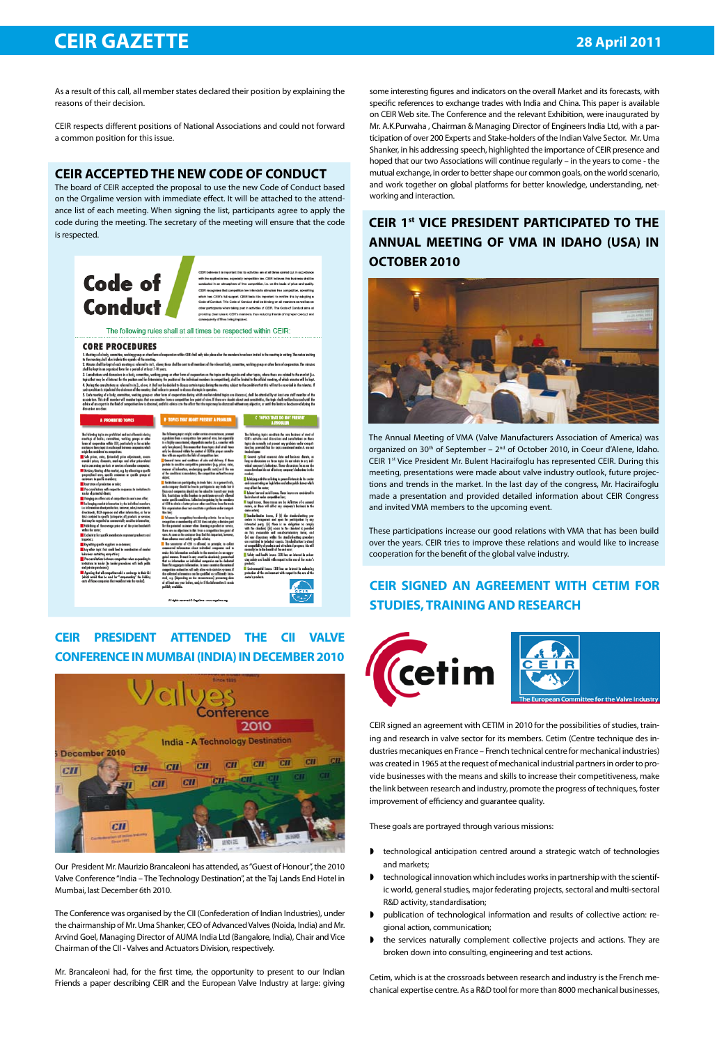As a result of this call, all member states declared their position by explaining the reasons of their decision.

CEIR respects different positions of National Associations and could not forward a common position for this issue.

## CEIR ACCEPTED THE NEW CODE OF CONDUCT

The board of CEIR accepted the proposal to use the new Code of Conduct based on the Orgalime version with immediate effect. It will be attached to the attendance list of each meeting. When signing the list, participants agree to apply the code during the meeting. The secretary of the meeting will ensure that the code is respected.

## CEIR PRESIDENT ATTENDED THE CII VALVE CONFERENCE IN MUMBAI (INDIA) IN DECEMBER 2010

Our President Mr. Maurizio Brancaleoni has attended, as "Guest of Honour", the 2010 Valve Conference "India – The Technology Destination", at the Taj Lands End Hotel in Mumbai, last December 6th 2010.

The Conference was organised by the CII (Confederation of Indian Industries), under the chairmanship of Mr. Uma Shanker, CEO of Advanced Valves (Noida, India) and Mr. Arvind Goel, Managing Director of AUMA India Ltd (Bangalore, India), Chair and Vice Chairman of the CII - Valves and Actuators Division, respectively.

Mr. Brancaleoni had, for the first time, the opportunity to present to our Indian Friends a paper describing CEIR and the European Valve Industry at large: giving some interesting figures and indicators on the overall Market and its forecasts, with specific references to exchange trades with India and China. This paper is available on CEIR Web site. The Conference and the relevant Exhibition, were inaugurated by Mr. A.K.Purwaha , Chairman & Managing Director of Engineers India Ltd, with a participation of over 200 Experts and Stake-holders of the Indian Valve Sector. Mr. Uma Shanker, in his addressing speech, highlighted the importance of CEIR presence and hoped that our two Associations will continue regularly – in the years to come - the mutual exchange, in order to better shape our common goals, on the world scenario, and work together on global platforms for better knowledge, understanding, networking and interaction.

## CEIR 1st VICE PRESIDENT PARTICIPATED TO THE ANNUAL MEETING OF VMA IN IDAHO (USA) IN OCTOBER 2010

The Annual Meeting of VMA (Valve Manufacturers Association of America) was organized on 30th of September – 2nd of October 2010, in Coeur d'Alene, Idaho. CEIR 1st Vice President Mr. Bulent Haciraifoglu has represented CEIR. During this meeting, presentations were made about valve industry outlook, future projections and trends in the market. In the last day of the congress, Mr. Haciraifoglu made a presentation and provided detailed information about CEIR Congress and invited VMA members to the upcoming event.

These participations increase our good relations with VMA that has been build over the years. CEIR tries to improve these relations and would like to increase cooperation for the benefit of the global valve industry.

## CEIR SIGNED AN AGREEMENT WITH CETIM FOR STUDIES, TRAINING AND RESEARCH

CEIR signed an agreement with CETIM in 2010 for the possibilities of studies, training and research in valve sector for its members. Cetim (Centre technique des industries mecaniques en France – French technical centre for mechanical industries) was created in 1965 at the request of mechanical industrial partners in order to provide businesses with the means and skills to increase their competitiveness, make the link between research and industry, promote the progress of techniques, foster improvement of efficiency and guarantee quality.

These goals are portrayed through various missions:

- technological anticipation centred around a strategic watch of technologies and markets;
- technological innovation which includes works in partnership with the scientific world, general studies, major federating projects, sectoral and multi-sectoral R&D activity, standardisation;
- publication of technological information and results of collective action: regional action, communication;
- the services naturally complement collective projects and actions. They are broken down into consulting, engineering and test actions.

Cetim, which is at the crossroads between research and industry is the French mechanical expertise centre. As a R&D tool for more than 8000 mechanical businesses,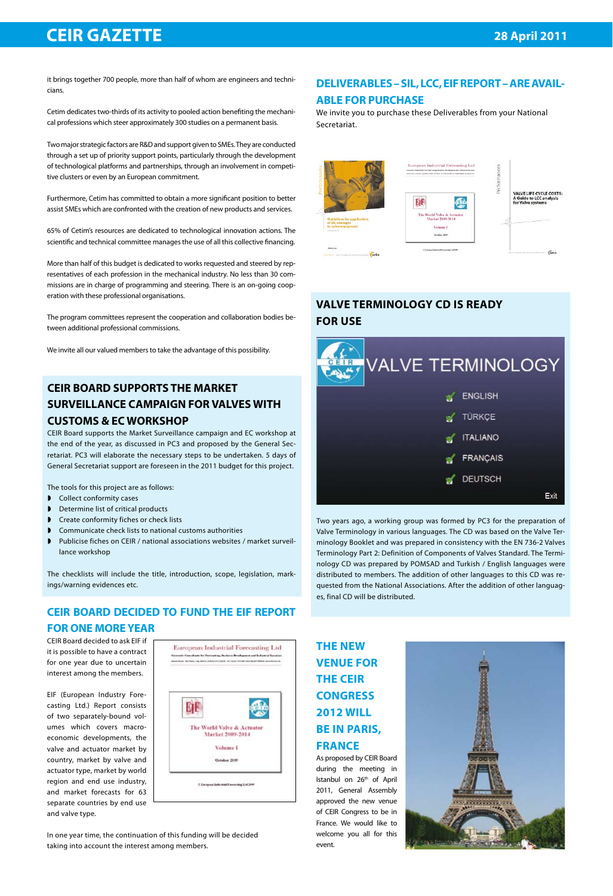it brings together 700 people, more than half of whom are engineers and technicians.

Cetim dedicates two-thirds of its activity to pooled action benefiting the mechanical professions which steer approximately 300 studies on a permanent basis.

Two major strategic factors are R&D and support given to SMEs. They are conducted through a set up of priority support points, particularly through the development of technological platforms and partnerships, through an involvement in competitive clusters or even by an European commitment.

Furthermore, Cetim has committed to obtain a more significant position to better assist SMEs which are confronted with the creation of new products and services.

65% of Cetim's resources are dedicated to technological innovation actions. The scientific and technical committee manages the use of all this collective financing.

More than half of this budget is dedicated to works requested and steered by representatives of each profession in the mechanical industry. No less than 30 commissions are in charge of programming and steering. There is an on-going cooperation with these professional organisations.

The program committees represent the cooperation and collaboration bodies between additional professional commissions.

We invite all our valued members to take the advantage of this possibility.

## CEIR BOARD SUPPORTS THE MARKET SURVEILLANCE CAMPAIGN FOR VALVES WITH CUSTOMS & EC WORKSHOP

CEIR Board supports the Market Surveillance campaign and EC workshop at the end of the year, as discussed in PC3 and proposed by the General Secretariat. PC3 will elaborate the necessary steps to be undertaken. 5 days of General Secretariat support are foreseen in the 2011 budget for this project.

The tools for this project are as follows:

- Collect conformity cases
- Determine list of critical products
- Create conformity fiches or check lists
- Communicate check lists to national customs authorities
- Publicise fiches on CEIR / national associations websites / market surveillance workshop

The checklists will include the title, introduction, scope, legislation, markings/warning evidences etc.

## CEIR BOARD DECIDED TO FUND THE EIF REPORT FOR ONE MORE YEAR

CEIR Board decided to ask EIF if it is possible to have a contract for one year due to uncertain interest among the members.

EIF (European Industry Forecasting Ltd.) Report consists of two separately-bound volumes which covers macroeconomic developments, the valve and actuator market by country, market by valve and actuator type, market by world region and end use industry, and market forecasts for 63 separate countries by end use and valve type.

In one year time, the continuation of this funding will be decided taking into account the interest among members.

## DELIVERABLES – SIL, LCC, EIF REPORT – ARE AVAILABLE FOR PURCHASE

We invite you to purchase these Deliverables from your National Secretariat.

## VALVE TERMINOLOGY CD IS READY FOR USE

Two years ago, a working group was formed by PC3 for the preparation of Valve Terminology in various languages. The CD was based on the Valve Terminology Booklet and was prepared in consistency with the EN 736-2 Valves Terminology Part 2: Definition of Components of Valves Standard. The Terminology CD was prepared by POMSAD and Turkish / English languages were distributed to members. The addition of other languages to this CD was requested from the National Associations. After the addition of other languages, final CD will be distributed.

## THE NEW VENUE FOR THE CEIR CONGRESS 2012 WILL BE IN PARIS, FRANCE

As proposed by CEIR Board during the meeting in Istanbul on 26th of April 2011, General Assembly approved the new venue of CEIR Congress to be in France. We would like to welcome you all for this event.